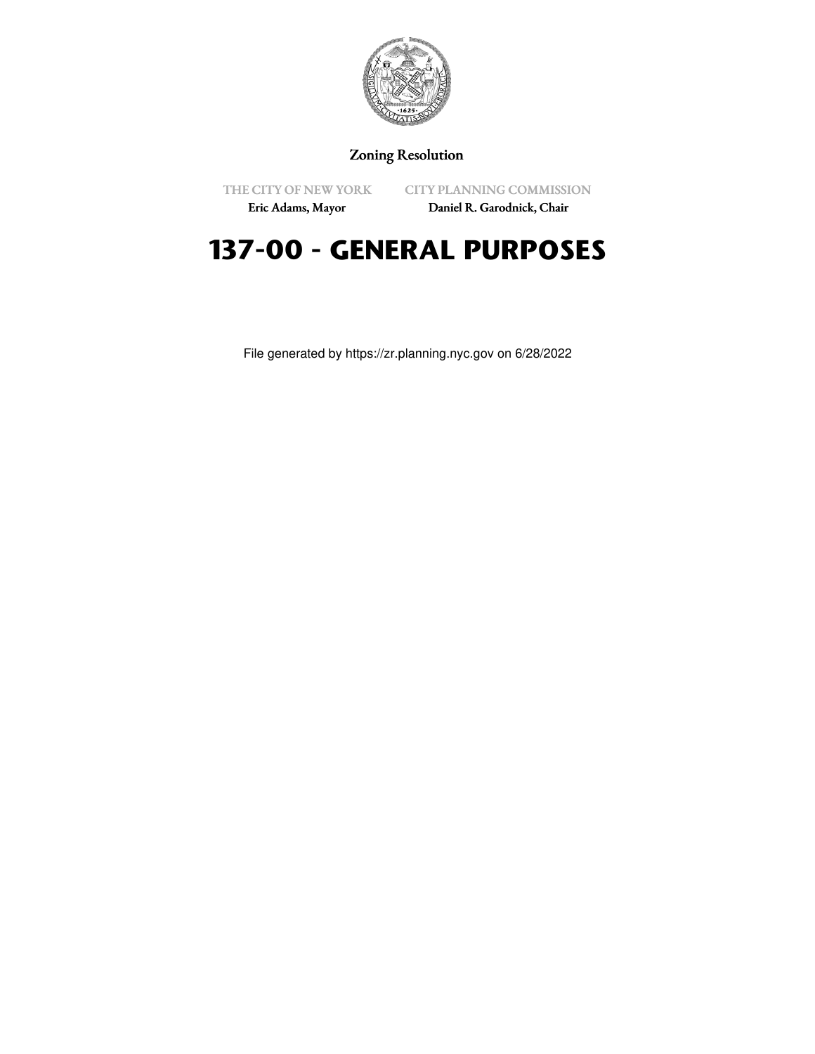Zoning Resolution

THE CITY OF NEW YORK
Eric Adams, Mayor

CITY PLANNING COMMISSION
Daniel R. Garodnick, Chair

# 137-00 - GENERAL PURPOSES

File generated by https://zr.planning.nyc.gov on 6/28/2022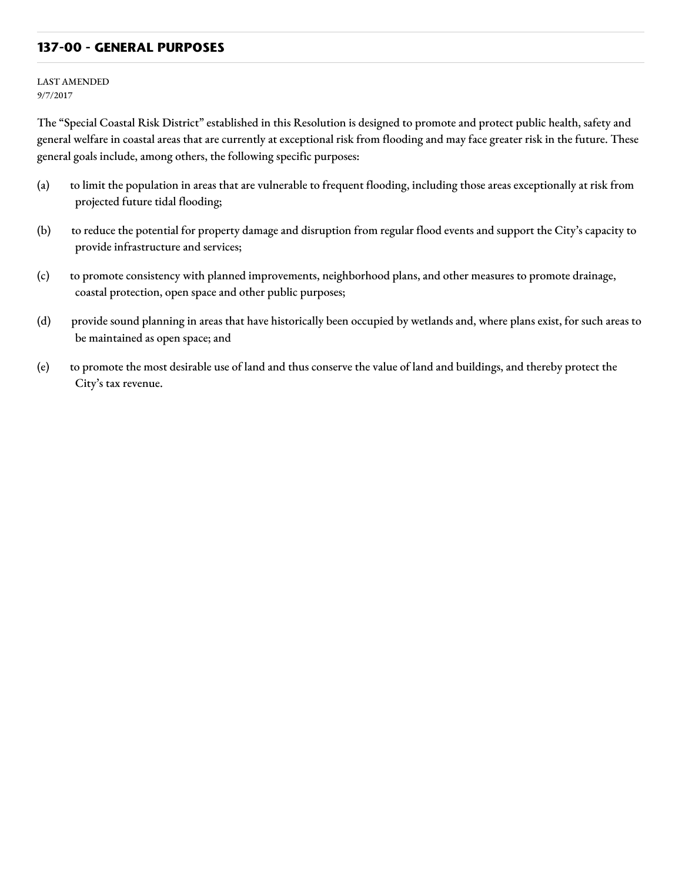## 137-00 - GENERAL PURPOSES

LAST AMENDED
9/7/2017

The "Special Coastal Risk District" established in this Resolution is designed to promote and protect public health, safety and general welfare in coastal areas that are currently at exceptional risk from flooding and may face greater risk in the future. These general goals include, among others, the following specific purposes:

(a) to limit the population in areas that are vulnerable to frequent flooding, including those areas exceptionally at risk from projected future tidal flooding;

(b) to reduce the potential for property damage and disruption from regular flood events and support the City's capacity to provide infrastructure and services;

(c) to promote consistency with planned improvements, neighborhood plans, and other measures to promote drainage, coastal protection, open space and other public purposes;

(d) provide sound planning in areas that have historically been occupied by wetlands and, where plans exist, for such areas to be maintained as open space; and

(e) to promote the most desirable use of land and thus conserve the value of land and buildings, and thereby protect the City's tax revenue.